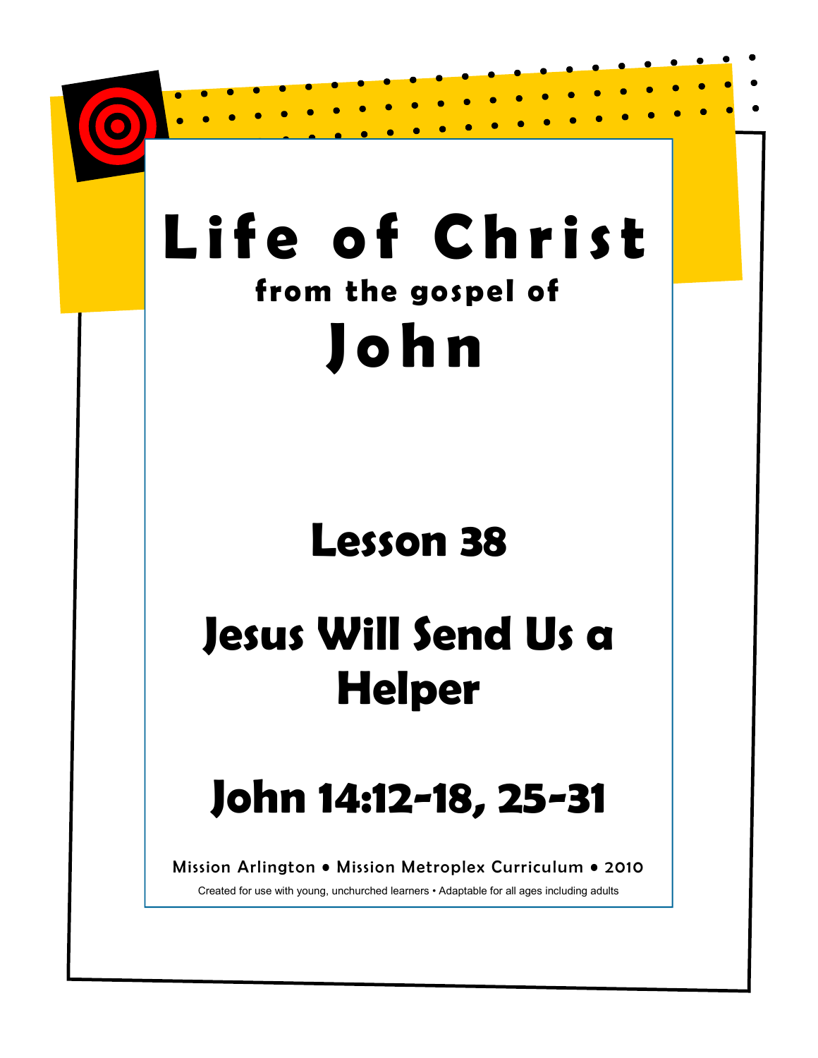# Life of Christ

### from the gospel of

# John

## Lesson 38

## Jesus Will Send Us a Helper

## John 14:12-18, 25-31

Mission Arlington • Mission Metroplex Curriculum • 2010

Created for use with young, unchurched learners • Adaptable for all ages including adults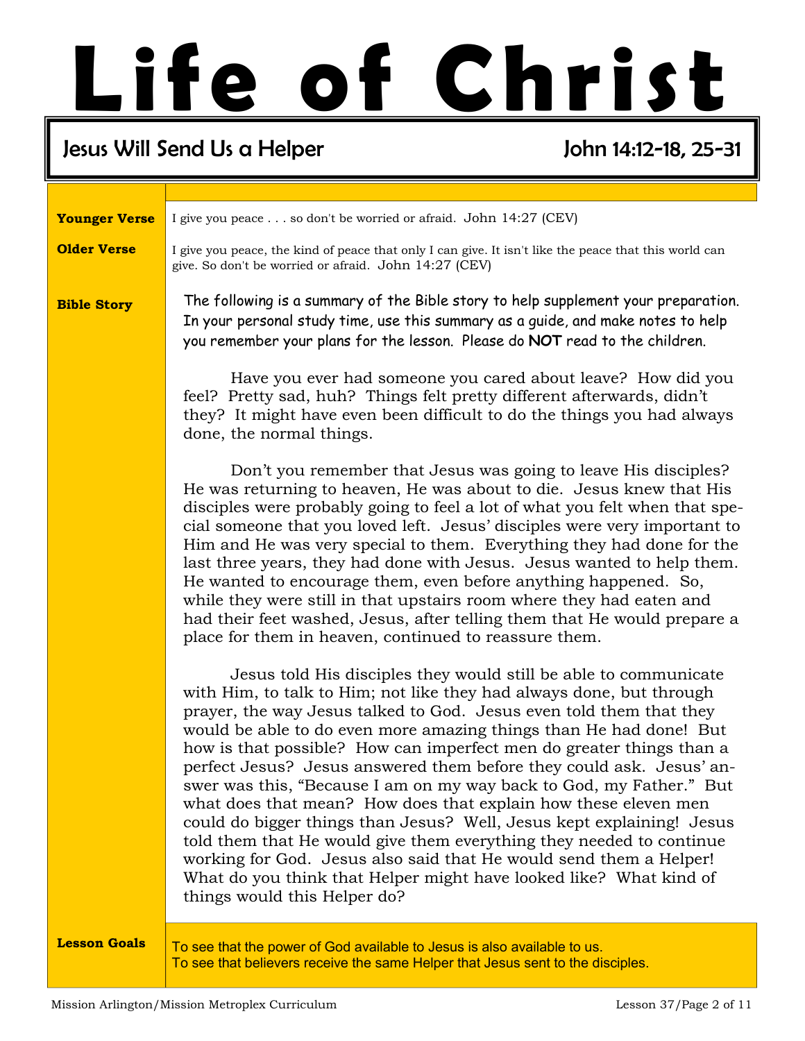# Life of Christ

## Jesus Will Send Us a Helper — John 14:12-18, 25-31

**Younger Verse**

I give you peace . . . so don't be worried or afraid. John 14:27 (CEV)

**Older Verse**

I give you peace, the kind of peace that only I can give. It isn't like the peace that this world can give. So don't be worried or afraid. John 14:27 (CEV)

**Bible Story**

The following is a summary of the Bible story to help supplement your preparation. In your personal study time, use this summary as a guide, and make notes to help you remember your plans for the lesson. Please do **NOT** read to the children.

Have you ever had someone you cared about leave? How did you feel? Pretty sad, huh? Things felt pretty different afterwards, didn't they? It might have even been difficult to do the things you had always done, the normal things.

Don't you remember that Jesus was going to leave His disciples? He was returning to heaven, He was about to die. Jesus knew that His disciples were probably going to feel a lot of what you felt when that special someone that you loved left. Jesus' disciples were very important to Him and He was very special to them. Everything they had done for the last three years, they had done with Jesus. Jesus wanted to help them. He wanted to encourage them, even before anything happened. So, while they were still in that upstairs room where they had eaten and had their feet washed, Jesus, after telling them that He would prepare a place for them in heaven, continued to reassure them.

Jesus told His disciples they would still be able to communicate with Him, to talk to Him; not like they had always done, but through prayer, the way Jesus talked to God. Jesus even told them that they would be able to do even more amazing things than He had done! But how is that possible? How can imperfect men do greater things than a perfect Jesus? Jesus answered them before they could ask. Jesus' answer was this, "Because I am on my way back to God, my Father." But what does that mean? How does that explain how these eleven men could do bigger things than Jesus? Well, Jesus kept explaining! Jesus told them that He would give them everything they needed to continue working for God. Jesus also said that He would send them a Helper! What do you think that Helper might have looked like? What kind of things would this Helper do?

**Lesson Goals**

To see that the power of God available to Jesus is also available to us.
To see that believers receive the same Helper that Jesus sent to the disciples.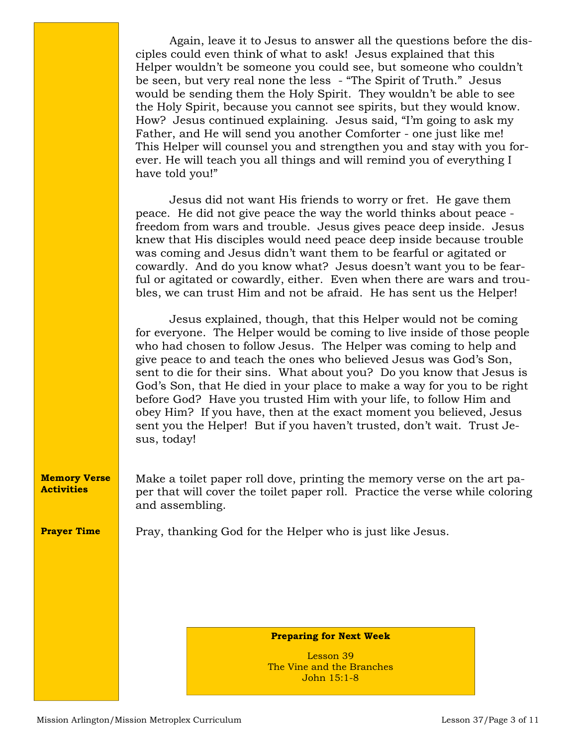Again, leave it to Jesus to answer all the questions before the disciples could even think of what to ask! Jesus explained that this Helper wouldn't be someone you could see, but someone who couldn't be seen, but very real none the less - "The Spirit of Truth." Jesus would be sending them the Holy Spirit. They wouldn't be able to see the Holy Spirit, because you cannot see spirits, but they would know. How? Jesus continued explaining. Jesus said, "I'm going to ask my Father, and He will send you another Comforter - one just like me! This Helper will counsel you and strengthen you and stay with you forever. He will teach you all things and will remind you of everything I have told you!"

Jesus did not want His friends to worry or fret. He gave them peace. He did not give peace the way the world thinks about peace - freedom from wars and trouble. Jesus gives peace deep inside. Jesus knew that His disciples would need peace deep inside because trouble was coming and Jesus didn't want them to be fearful or agitated or cowardly. And do you know what? Jesus doesn't want you to be fearful or agitated or cowardly, either. Even when there are wars and troubles, we can trust Him and not be afraid. He has sent us the Helper!

Jesus explained, though, that this Helper would not be coming for everyone. The Helper would be coming to live inside of those people who had chosen to follow Jesus. The Helper was coming to help and give peace to and teach the ones who believed Jesus was God's Son, sent to die for their sins. What about you? Do you know that Jesus is God's Son, that He died in your place to make a way for you to be right before God? Have you trusted Him with your life, to follow Him and obey Him? If you have, then at the exact moment you believed, Jesus sent you the Helper! But if you haven't trusted, don't wait. Trust Jesus, today!

**Memory Verse Activities**

Make a toilet paper roll dove, printing the memory verse on the art paper that will cover the toilet paper roll. Practice the verse while coloring and assembling.

**Prayer Time**

Pray, thanking God for the Helper who is just like Jesus.

**Preparing for Next Week**

Lesson 39
The Vine and the Branches
John 15:1-8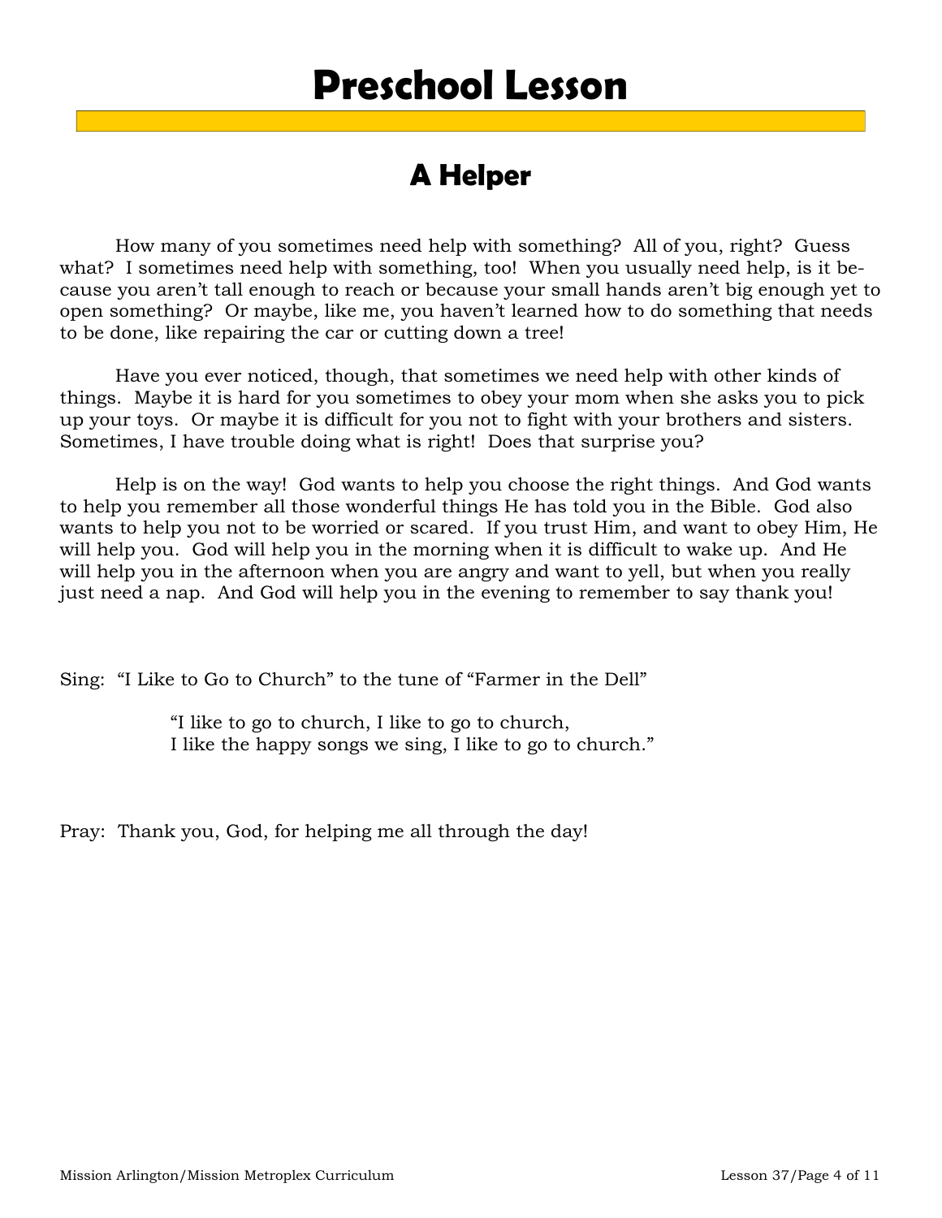# Preschool Lesson

## A Helper

How many of you sometimes need help with something? All of you, right? Guess what? I sometimes need help with something, too! When you usually need help, is it because you aren't tall enough to reach or because your small hands aren't big enough yet to open something? Or maybe, like me, you haven't learned how to do something that needs to be done, like repairing the car or cutting down a tree!

Have you ever noticed, though, that sometimes we need help with other kinds of things. Maybe it is hard for you sometimes to obey your mom when she asks you to pick up your toys. Or maybe it is difficult for you not to fight with your brothers and sisters. Sometimes, I have trouble doing what is right! Does that surprise you?

Help is on the way! God wants to help you choose the right things. And God wants to help you remember all those wonderful things He has told you in the Bible. God also wants to help you not to be worried or scared. If you trust Him, and want to obey Him, He will help you. God will help you in the morning when it is difficult to wake up. And He will help you in the afternoon when you are angry and want to yell, but when you really just need a nap. And God will help you in the evening to remember to say thank you!

Sing: "I Like to Go to Church" to the tune of "Farmer in the Dell"

> "I like to go to church, I like to go to church,
> I like the happy songs we sing, I like to go to church."

Pray: Thank you, God, for helping me all through the day!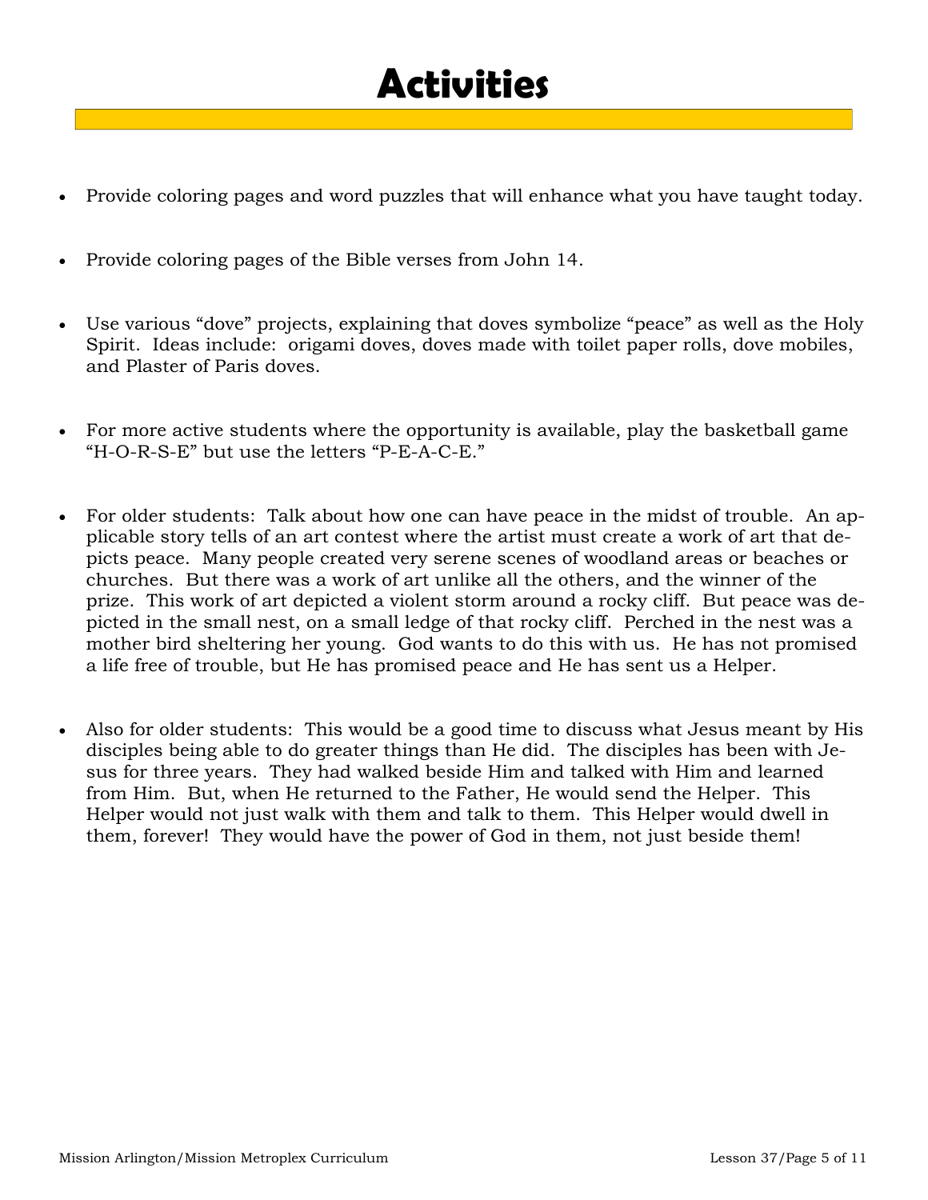# Activities

- Provide coloring pages and word puzzles that will enhance what you have taught today.

- Provide coloring pages of the Bible verses from John 14.

- Use various "dove" projects, explaining that doves symbolize "peace" as well as the Holy Spirit. Ideas include: origami doves, doves made with toilet paper rolls, dove mobiles, and Plaster of Paris doves.

- For more active students where the opportunity is available, play the basketball game "H-O-R-S-E" but use the letters "P-E-A-C-E."

- For older students: Talk about how one can have peace in the midst of trouble. An applicable story tells of an art contest where the artist must create a work of art that depicts peace. Many people created very serene scenes of woodland areas or beaches or churches. But there was a work of art unlike all the others, and the winner of the prize. This work of art depicted a violent storm around a rocky cliff. But peace was depicted in the small nest, on a small ledge of that rocky cliff. Perched in the nest was a mother bird sheltering her young. God wants to do this with us. He has not promised a life free of trouble, but He has promised peace and He has sent us a Helper.

- Also for older students: This would be a good time to discuss what Jesus meant by His disciples being able to do greater things than He did. The disciples has been with Jesus for three years. They had walked beside Him and talked with Him and learned from Him. But, when He returned to the Father, He would send the Helper. This Helper would not just walk with them and talk to them. This Helper would dwell in them, forever! They would have the power of God in them, not just beside them!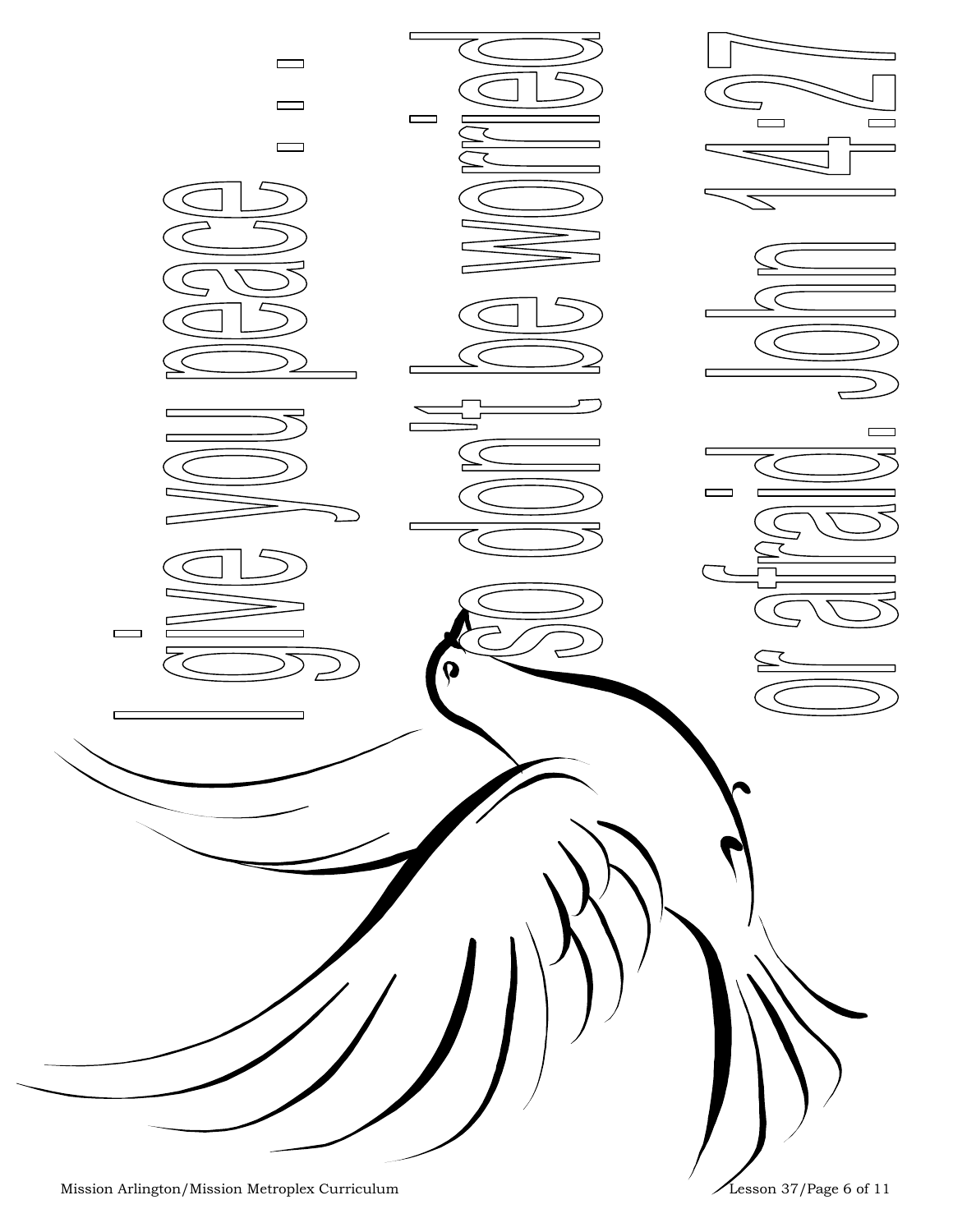I give you peace . . .

so don't be worried

or afraid. John 14:27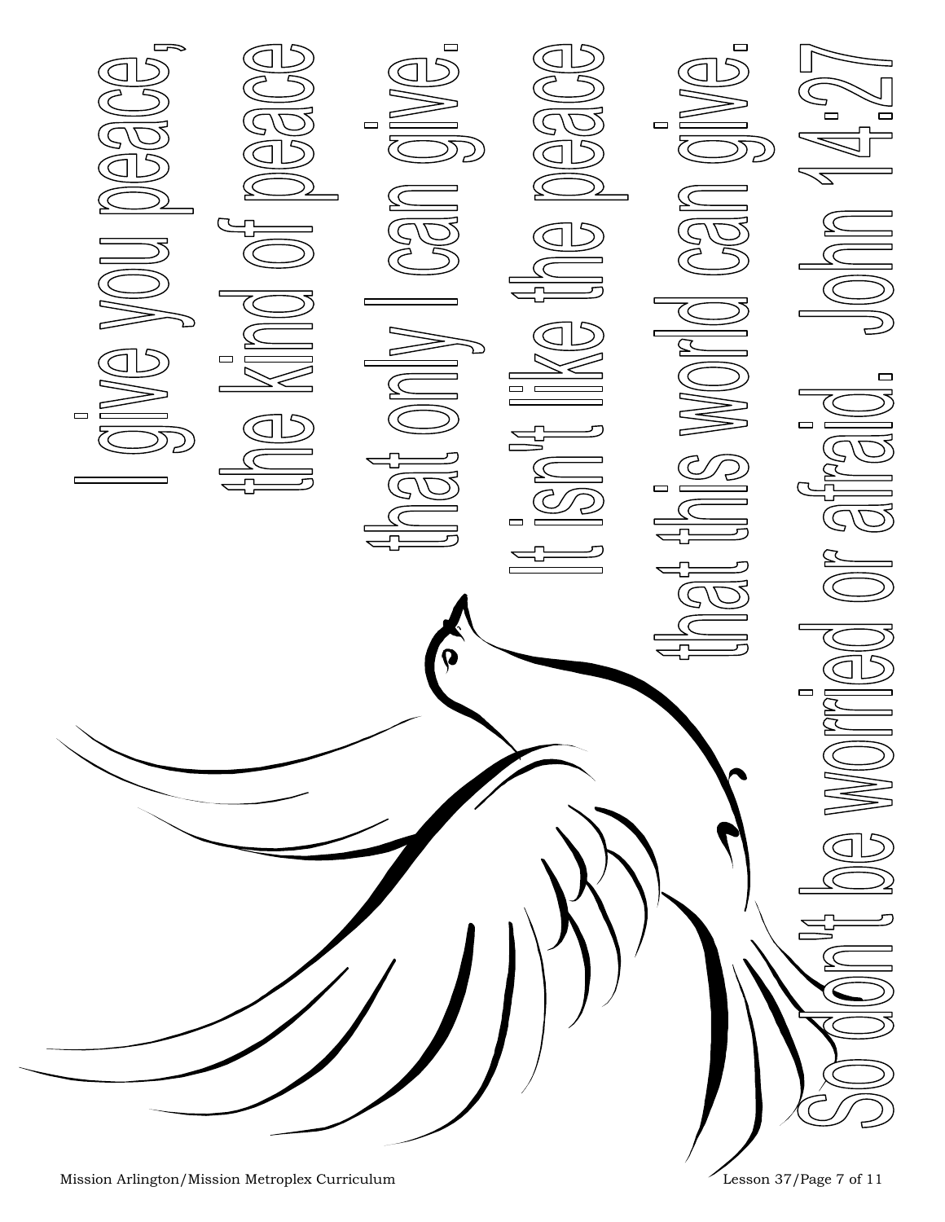I give you peace,
the kind of peace
that only I can give.
It isn't like the peace
that this world can give.
So don't be worried or afraid. John 14:27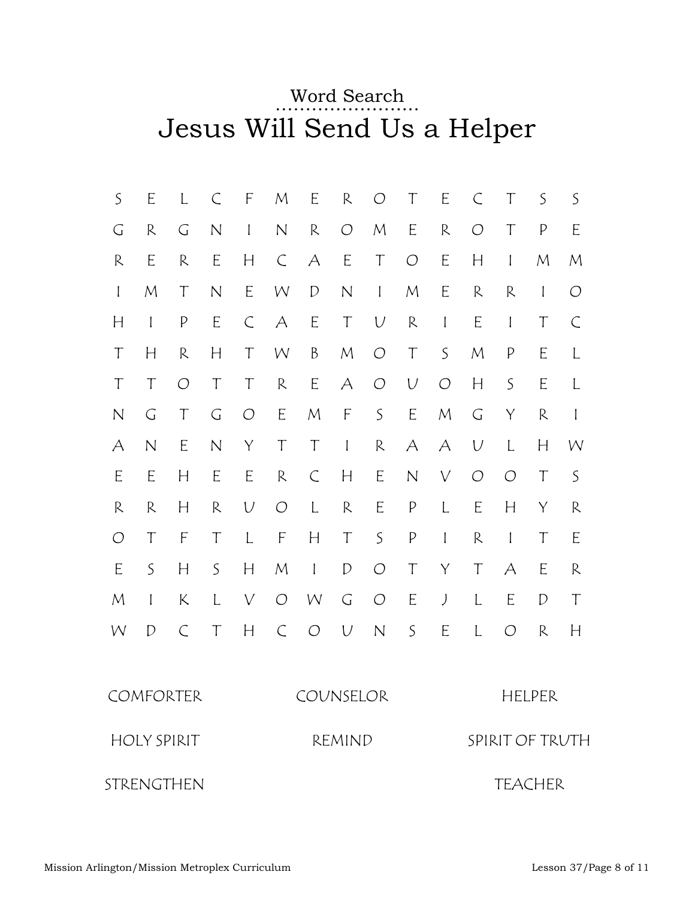Word Search

# Jesus Will Send Us a Helper

```
S E L C F M E R O T E C T S S
G R G N I N R O M E R O T P E
R E R E H C A E T O E H I M M
I M T N E W D N I M E R R I O
H I P E C A E T U R I E I T C
T H R H T W B M O T S M P E L
T T O T T R E A O U O H S E L
N G T G O E M F S E M G Y R I
A N E N Y T T I R A A U L H W
E E H E E R C H E N V O O T S
R R H R U O L R E P L E H Y R
O T F T L F H T S P I R I T E
E S H S H M I D O T Y T A E R
M I K L V O W G O E J L E D T
W D C T H C O U N S E L O R H
```

| | | |
|---|---|---|
| COMFORTER | COUNSELOR | HELPER |
| HOLY SPIRIT | REMIND | SPIRIT OF TRUTH |
| STRENGTHEN | | TEACHER |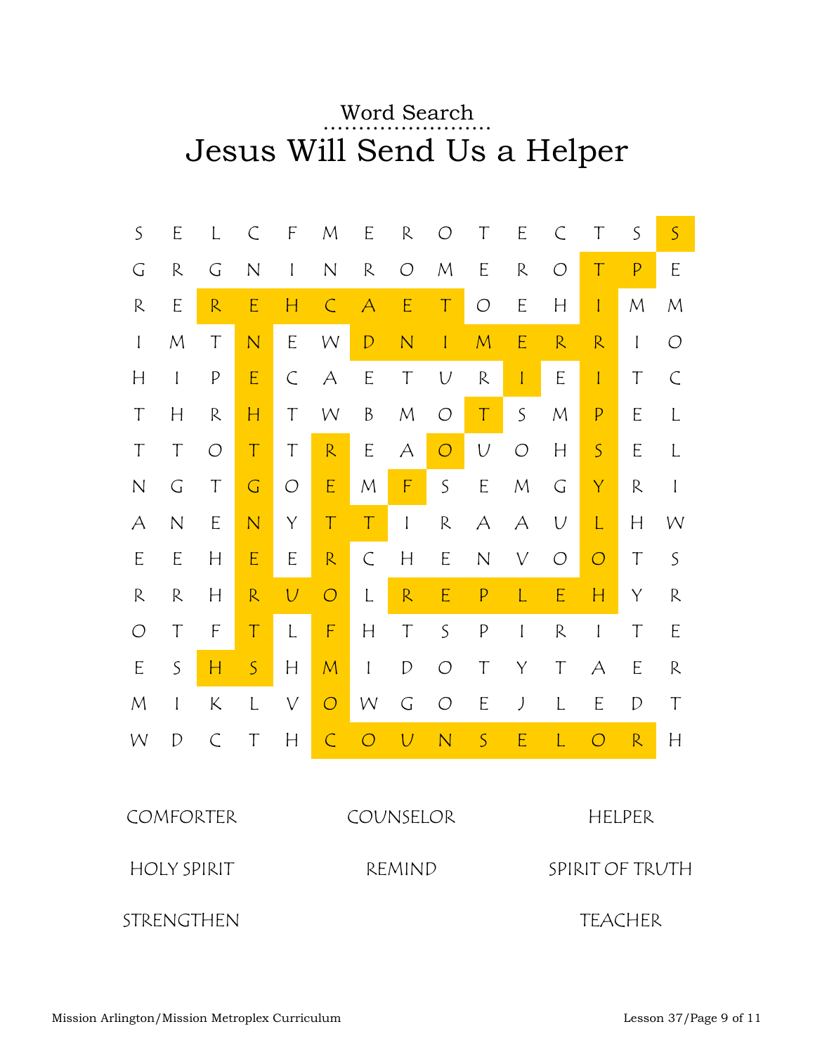Word Search

# Jesus Will Send Us a Helper

| | | | | | | | | | | | | | | |
|---|---|---|---|---|---|---|---|---|---|---|---|---|---|---|
| S | E | L | C | F | M | E | R | O | T | E | C | T | S | S |
| G | R | G | N | I | N | R | O | M | E | R | O | T | P | E |
| R | E | R | E | H | C | A | E | T | O | E | H | I | M | M |
| I | M | T | N | E | W | D | N | I | M | E | R | R | I | O |
| H | I | P | E | C | A | E | T | U | R | I | E | I | T | C |
| T | H | R | H | T | W | B | M | O | T | S | M | P | E | L |
| T | T | O | T | T | R | E | A | O | U | O | H | S | E | L |
| N | G | T | G | O | E | M | F | S | E | M | G | Y | R | I |
| A | N | E | N | Y | T | T | I | R | A | A | U | L | H | W |
| E | E | H | E | E | R | C | H | E | N | V | O | O | T | S |
| R | R | H | R | U | O | L | R | E | P | L | E | H | Y | R |
| O | T | F | T | L | F | H | T | S | P | I | R | I | T | E |
| E | S | H | S | H | M | I | D | O | T | Y | T | A | E | R |
| M | I | K | L | V | O | W | G | O | E | J | L | E | D | T |
| W | D | C | T | H | C | O | U | N | S | E | L | O | R | H |

| | | |
|---|---|---|
| COMFORTER | COUNSELOR | HELPER |
| HOLY SPIRIT | REMIND | SPIRIT OF TRUTH |
| STRENGTHEN | | TEACHER |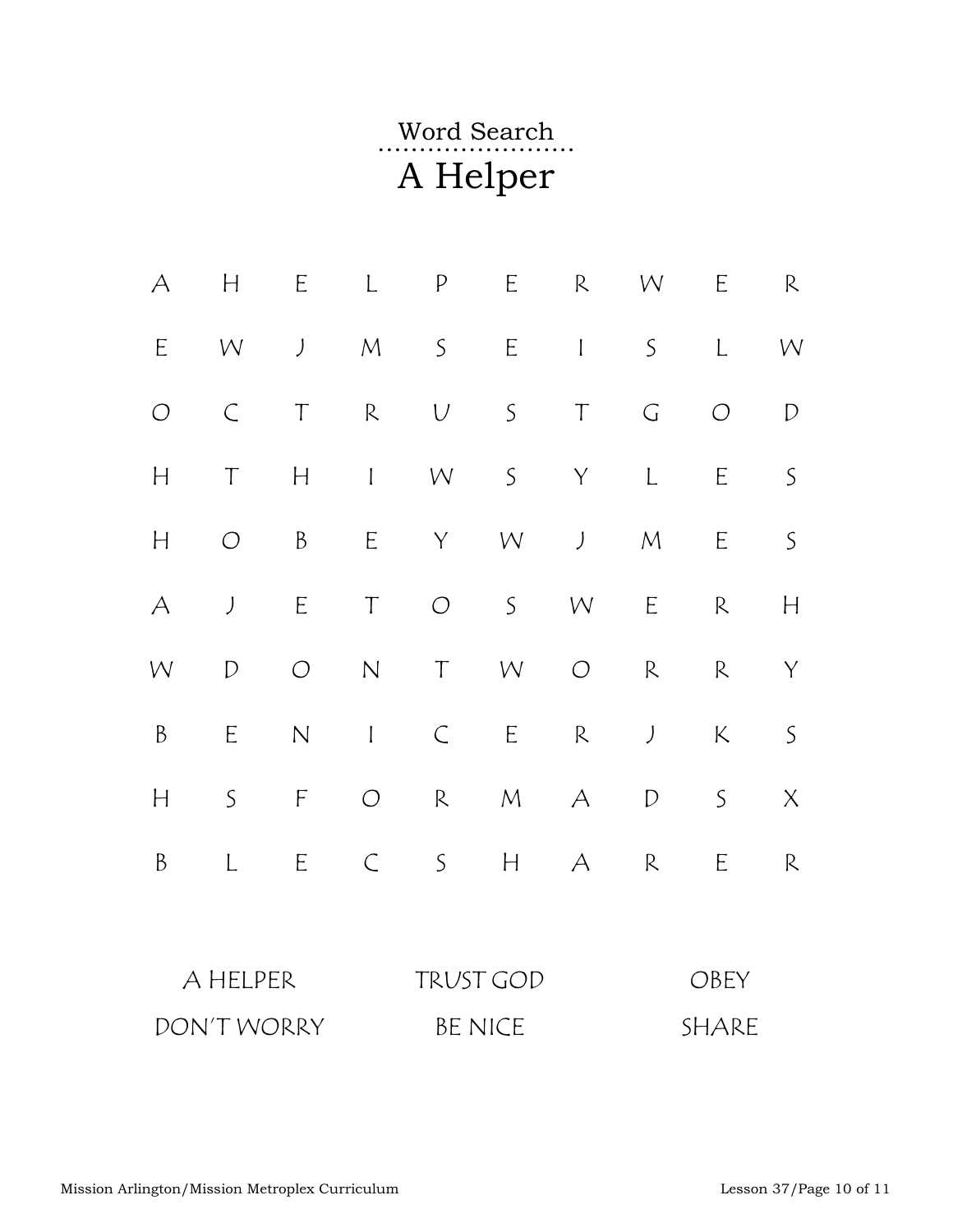Word Search

# A Helper

| | | | | | | | | | |
|---|---|---|---|---|---|---|---|---|---|
| A | H | E | L | P | E | R | W | E | R |
| E | W | J | M | S | E | I | S | L | W |
| O | C | T | R | U | S | T | G | O | D |
| H | T | H | I | W | S | Y | L | E | S |
| H | O | B | E | Y | W | J | M | E | S |
| A | J | E | T | O | S | W | E | R | H |
| W | D | O | N | T | W | O | R | R | Y |
| B | E | N | I | C | E | R | J | K | S |
| H | S | F | O | R | M | A | D | S | X |
| B | L | E | C | S | H | A | R | E | R |

A HELPER　　TRUST GOD　　OBEY

DON'T WORRY　　BE NICE　　SHARE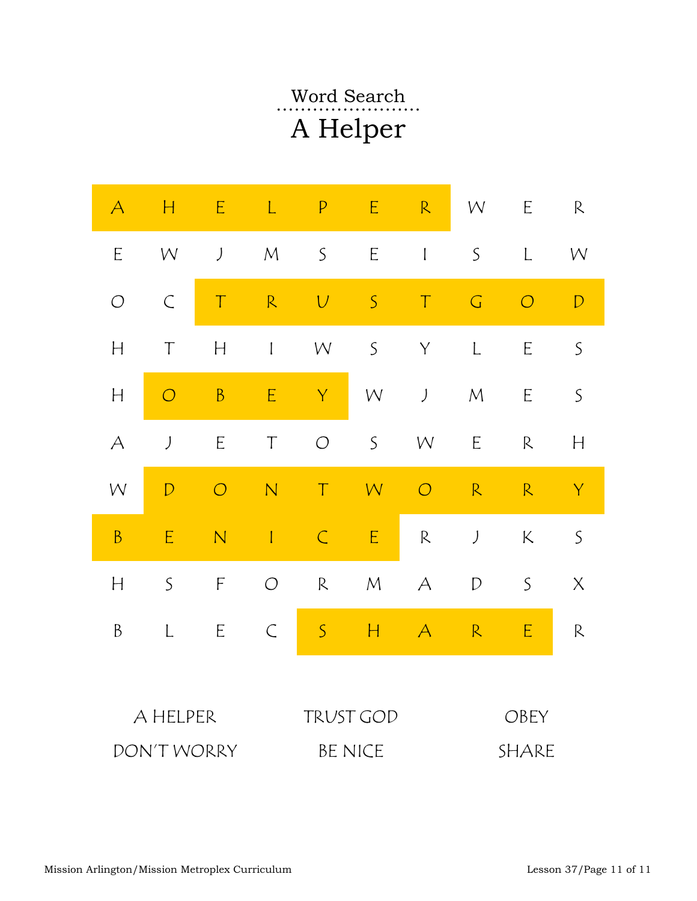Word Search

# A Helper

| | | | | | | | | | |
|---|---|---|---|---|---|---|---|---|---|
| A | H | E | L | P | E | R | W | E | R |
| E | W | J | M | S | E | I | S | L | W |
| O | C | T | R | U | S | T | G | O | D |
| H | T | H | I | W | S | Y | L | E | S |
| H | O | B | E | Y | W | J | M | E | S |
| A | J | E | T | O | S | W | E | R | H |
| W | D | O | N | T | W | O | R | R | Y |
| B | E | N | I | C | E | R | J | K | S |
| H | S | F | O | R | M | A | D | S | X |
| B | L | E | C | S | H | A | R | E | R |

A HELPER
TRUST GOD
OBEY
DON'T WORRY
BE NICE
SHARE

Mission Arlington/Mission Metroplex Curriculum

Lesson 37